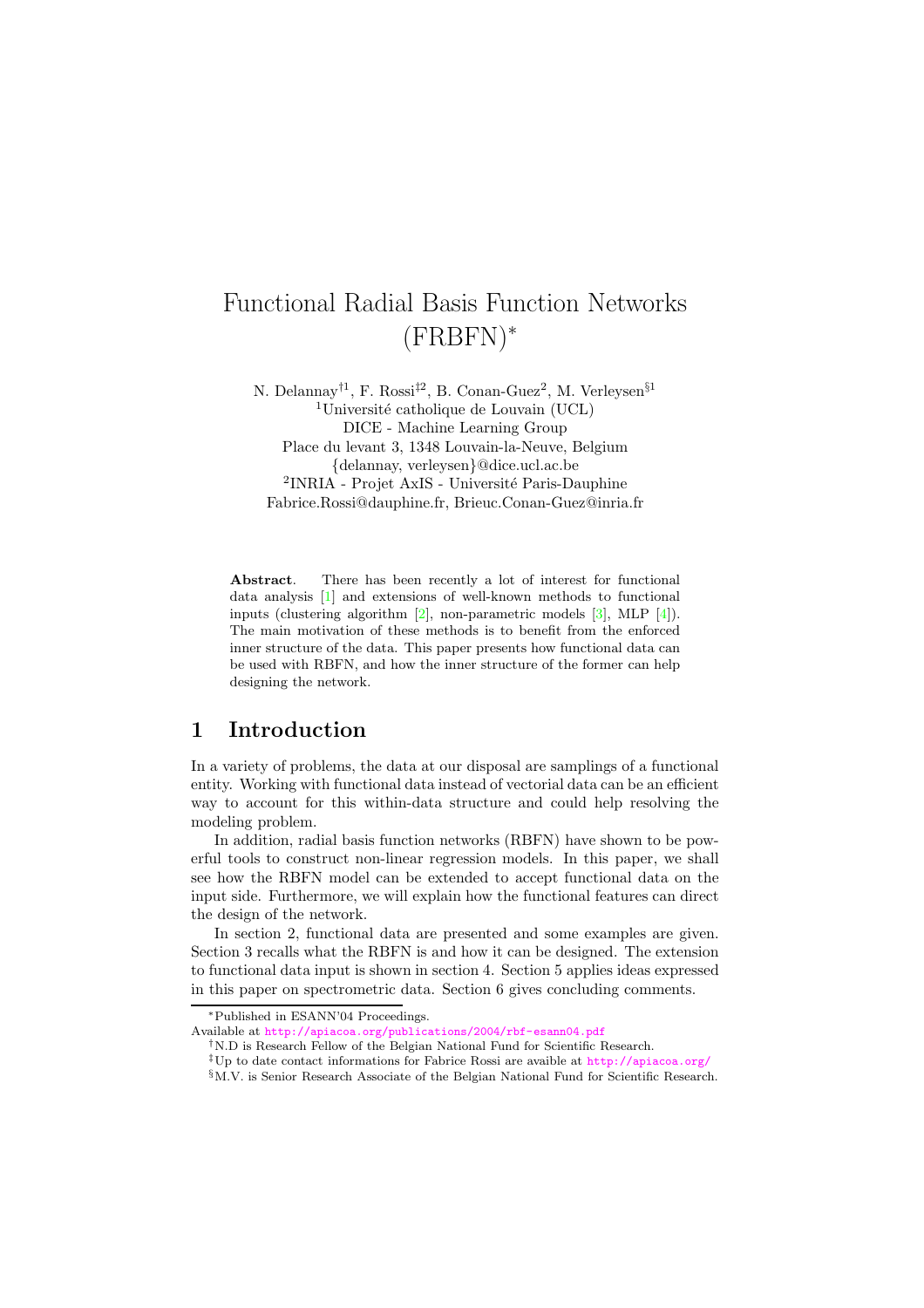# Functional Radial Basis Function Networks (FRBFN)*

N. Delannay†[1], F. Rossi‡[2], B. Conan-Guez[2], M. Verleysen§[1]

[1]Université catholique de Louvain (UCL)
DICE - Machine Learning Group
Place du levant 3, 1348 Louvain-la-Neuve, Belgium
{delannay, verleysen}@dice.ucl.ac.be

[2]INRIA - Projet AxIS - Université Paris-Dauphine
Fabrice.Rossi@dauphine.fr, Brieuc.Conan-Guez@inria.fr

**Abstract**. There has been recently a lot of interest for functional data analysis [1] and extensions of well-known methods to functional inputs (clustering algorithm [2], non-parametric models [3], MLP [4]). The main motivation of these methods is to benefit from the enforced inner structure of the data. This paper presents how functional data can be used with RBFN, and how the inner structure of the former can help designing the network.

## 1 Introduction

In a variety of problems, the data at our disposal are samplings of a functional entity. Working with functional data instead of vectorial data can be an efficient way to account for this within-data structure and could help resolving the modeling problem.

In addition, radial basis function networks (RBFN) have shown to be powerful tools to construct non-linear regression models. In this paper, we shall see how the RBFN model can be extended to accept functional data on the input side. Furthermore, we will explain how the functional features can direct the design of the network.

In section 2, functional data are presented and some examples are given. Section 3 recalls what the RBFN is and how it can be designed. The extension to functional data input is shown in section 4. Section 5 applies ideas expressed in this paper on spectrometric data. Section 6 gives concluding comments.

---

*Published in ESANN'04 Proceedings.
Available at http://apiacoa.org/publications/2004/rbf-esann04.pdf

†N.D is Research Fellow of the Belgian National Fund for Scientific Research.

‡Up to date contact informations for Fabrice Rossi are avaible at http://apiacoa.org/

§M.V. is Senior Research Associate of the Belgian National Fund for Scientific Research.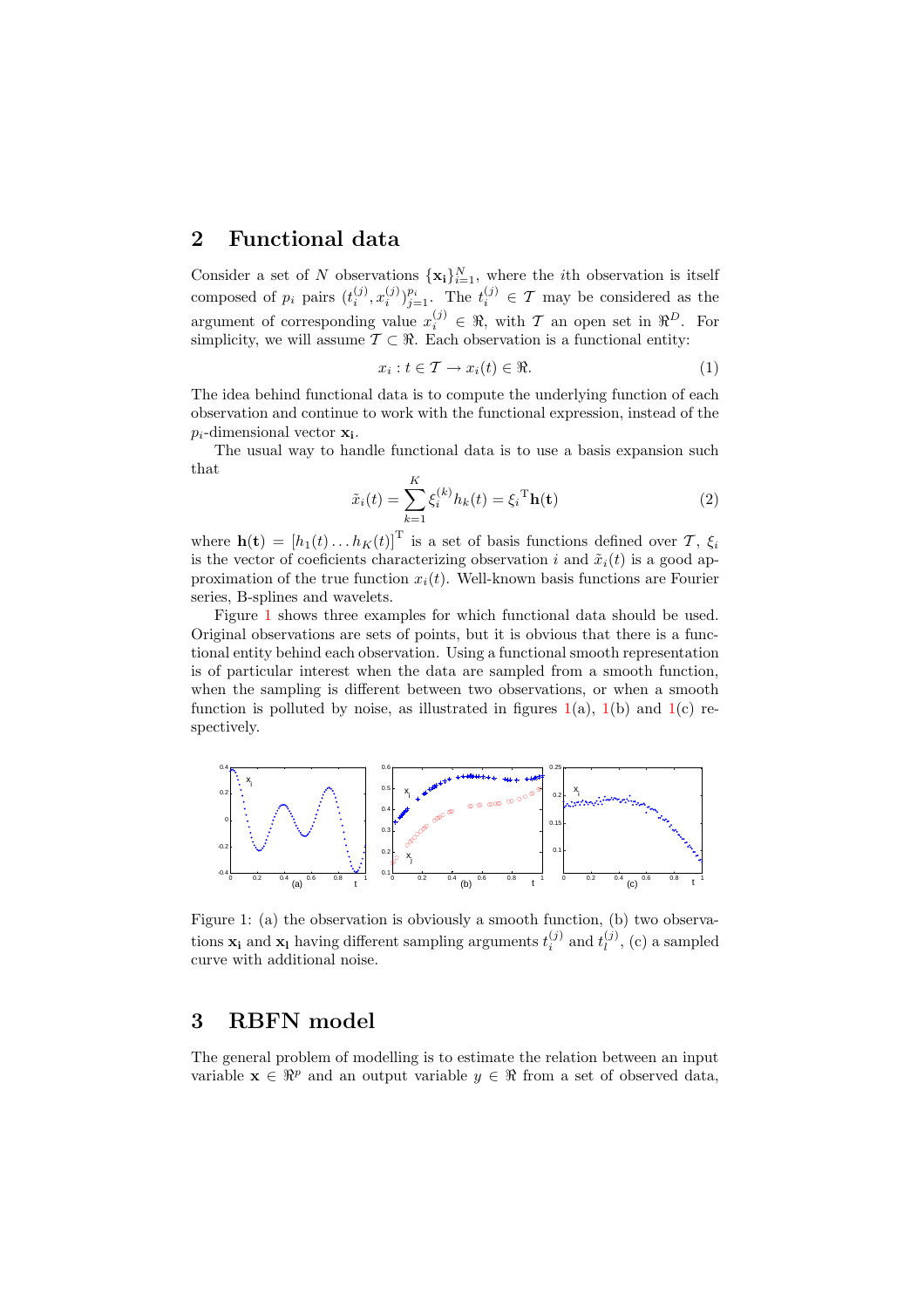## 2 Functional data

Consider a set of $N$ observations $\{\mathbf{x_i}\}_{i=1}^{N}$, where the $i$th observation is itself composed of $p_i$ pairs $(t_i^{(j)}, x_i^{(j)})_{j=1}^{p_i}$. The $t_i^{(j)} \in \mathcal{T}$ may be considered as the argument of corresponding value $x_i^{(j)} \in \Re$, with $\mathcal{T}$ an open set in $\Re^D$. For simplicity, we will assume $\mathcal{T} \subset \Re$. Each observation is a functional entity:

$$x_i : t \in \mathcal{T} \rightarrow x_i(t) \in \Re. \tag{1}$$

The idea behind functional data is to compute the underlying function of each observation and continue to work with the functional expression, instead of the $p_i$-dimensional vector $\mathbf{x_i}$.

The usual way to handle functional data is to use a basis expansion such that

$$\tilde{x}_i(t) = \sum_{k=1}^{K} \xi_i^{(k)} h_k(t) = {\xi_i}^{\mathrm{T}} \mathbf{h(t)} \tag{2}$$

where $\mathbf{h(t)} = [h_1(t) \ldots h_K(t)]^{\mathrm{T}}$ is a set of basis functions defined over $\mathcal{T}$, $\xi_i$ is the vector of coeficients characterizing observation $i$ and $\tilde{x}_i(t)$ is a good approximation of the true function $x_i(t)$. Well-known basis functions are Fourier series, B-splines and wavelets.

Figure 1 shows three examples for which functional data should be used. Original observations are sets of points, but it is obvious that there is a functional entity behind each observation. Using a functional smooth representation is of particular interest when the data are sampled from a smooth function, when the sampling is different between two observations, or when a smooth function is polluted by noise, as illustrated in figures 1(a), 1(b) and 1(c) respectively.

Figure 1: (a) the observation is obviously a smooth function, (b) two observations $\mathbf{x_i}$ and $\mathbf{x_l}$ having different sampling arguments $t_i^{(j)}$ and $t_l^{(j)}$, (c) a sampled curve with additional noise.

## 3 RBFN model

The general problem of modelling is to estimate the relation between an input variable $\mathbf{x} \in \Re^p$ and an output variable $y \in \Re$ from a set of observed data,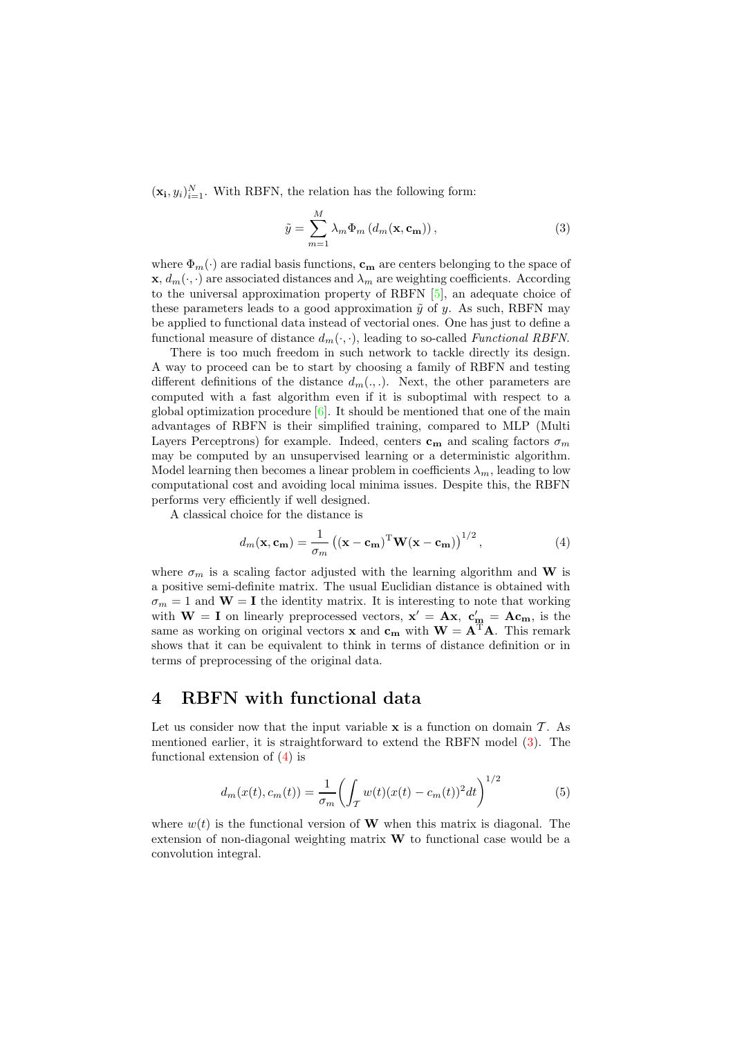$(\mathbf{x_i}, y_i)_{i=1}^N$. With RBFN, the relation has the following form:

$$\tilde{y} = \sum_{m=1}^{M} \lambda_m \Phi_m \left( d_m(\mathbf{x}, \mathbf{c_m}) \right), \tag{3}$$

where $\Phi_m(\cdot)$ are radial basis functions, $\mathbf{c_m}$ are centers belonging to the space of $\mathbf{x}$, $d_m(\cdot,\cdot)$ are associated distances and $\lambda_m$ are weighting coefficients. According to the universal approximation property of RBFN [5], an adequate choice of these parameters leads to a good approximation $\tilde{y}$ of $y$. As such, RBFN may be applied to functional data instead of vectorial ones. One has just to define a functional measure of distance $d_m(\cdot,\cdot)$, leading to so-called *Functional RBFN*.

There is too much freedom in such network to tackle directly its design. A way to proceed can be to start by choosing a family of RBFN and testing different definitions of the distance $d_m(.,.)$. Next, the other parameters are computed with a fast algorithm even if it is suboptimal with respect to a global optimization procedure [6]. It should be mentioned that one of the main advantages of RBFN is their simplified training, compared to MLP (Multi Layers Perceptrons) for example. Indeed, centers $\mathbf{c_m}$ and scaling factors $\sigma_m$ may be computed by an unsupervised learning or a deterministic algorithm. Model learning then becomes a linear problem in coefficients $\lambda_m$, leading to low computational cost and avoiding local minima issues. Despite this, the RBFN performs very efficiently if well designed.

A classical choice for the distance is

$$d_m(\mathbf{x}, \mathbf{c_m}) = \frac{1}{\sigma_m} \left( (\mathbf{x} - \mathbf{c_m})^{\mathrm{T}} \mathbf{W} (\mathbf{x} - \mathbf{c_m}) \right)^{1/2}, \tag{4}$$

where $\sigma_m$ is a scaling factor adjusted with the learning algorithm and $\mathbf{W}$ is a positive semi-definite matrix. The usual Euclidian distance is obtained with $\sigma_m = 1$ and $\mathbf{W} = \mathbf{I}$ the identity matrix. It is interesting to note that working with $\mathbf{W} = \mathbf{I}$ on linearly preprocessed vectors, $\mathbf{x}' = \mathbf{A}\mathbf{x}$, $\mathbf{c}'_\mathbf{m} = \mathbf{A}\mathbf{c_m}$, is the same as working on original vectors $\mathbf{x}$ and $\mathbf{c_m}$ with $\mathbf{W} = \mathbf{A}^{\mathrm{T}}\mathbf{A}$. This remark shows that it can be equivalent to think in terms of distance definition or in terms of preprocessing of the original data.

# 4 RBFN with functional data

Let us consider now that the input variable $\mathbf{x}$ is a function on domain $\mathcal{T}$. As mentioned earlier, it is straightforward to extend the RBFN model (3). The functional extension of (4) is

$$d_m(x(t), c_m(t)) = \frac{1}{\sigma_m} \left( \int_{\mathcal{T}} w(t) (x(t) - c_m(t))^2 dt \right)^{1/2} \tag{5}$$

where $w(t)$ is the functional version of $\mathbf{W}$ when this matrix is diagonal. The extension of non-diagonal weighting matrix $\mathbf{W}$ to functional case would be a convolution integral.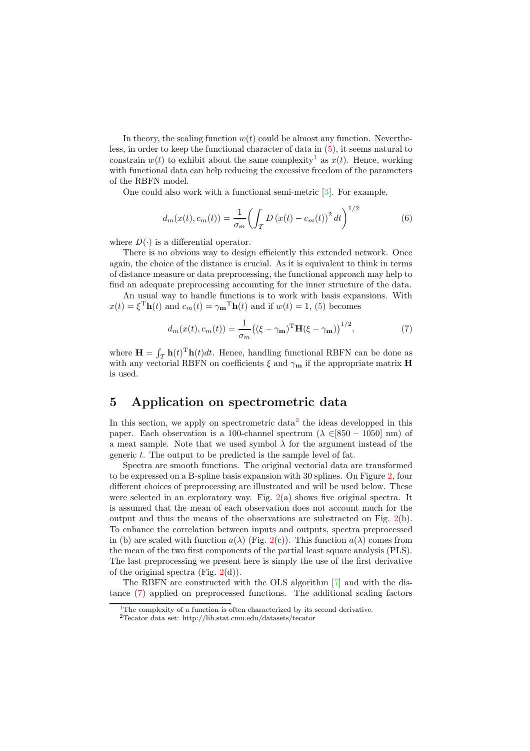In theory, the scaling function $w(t)$ could be almost any function. Nevertheless, in order to keep the functional character of data in (5), it seems natural to constrain $w(t)$ to exhibit about the same complexity[1] as $x(t)$. Hence, working with functional data can help reducing the excessive freedom of the parameters of the RBFN model.

One could also work with a functional semi-metric [3]. For example,

$$d_m(x(t), c_m(t)) = \frac{1}{\sigma_m} \left( \int_{\mathcal{T}} D\left(x(t) - c_m(t)\right)^2 dt \right)^{1/2} \tag{6}$$

where $D(\cdot)$ is a differential operator.

There is no obvious way to design efficiently this extended network. Once again, the choice of the distance is crucial. As it is equivalent to think in terms of distance measure or data preprocessing, the functional approach may help to find an adequate preprocessing accounting for the inner structure of the data.

An usual way to handle functions is to work with basis expansions. With $x(t) = \xi^{\mathrm{T}}\mathbf{h}(t)$ and $c_m(t) = \gamma_{\mathbf{m}}{}^{\mathrm{T}}\mathbf{h}(t)$ and if $w(t) = 1$, (5) becomes

$$d_m(x(t), c_m(t)) = \frac{1}{\sigma_m} \left( (\xi - \gamma_{\mathbf{m}})^{\mathrm{T}} \mathbf{H} (\xi - \gamma_{\mathbf{m}}) \right)^{1/2}, \tag{7}$$

where $\mathbf{H} = \int_{\mathcal{T}} \mathbf{h}(t)^{\mathrm{T}}\mathbf{h}(t)dt$. Hence, handling functional RBFN can be done as with any vectorial RBFN on coefficients $\xi$ and $\gamma_{\mathbf{m}}$ if the appropriate matrix $\mathbf{H}$ is used.

## 5 Application on spectrometric data

In this section, we apply on spectrometric data[2] the ideas developped in this paper. Each observation is a 100-channel spectrum ($\lambda \in [850 - 1050]$ nm) of a meat sample. Note that we used symbol $\lambda$ for the argument instead of the generic $t$. The output to be predicted is the sample level of fat.

Spectra are smooth functions. The original vectorial data are transformed to be expressed on a B-spline basis expansion with 30 splines. On Figure 2, four different choices of preprocessing are illustrated and will be used below. These were selected in an exploratory way. Fig. 2(a) shows five original spectra. It is assumed that the mean of each observation does not account much for the output and thus the means of the observations are substracted on Fig. 2(b). To enhance the correlation between inputs and outputs, spectra preprocessed in (b) are scaled with function $a(\lambda)$ (Fig. 2(c)). This function $a(\lambda)$ comes from the mean of the two first components of the partial least square analysis (PLS). The last preprocessing we present here is simply the use of the first derivative of the original spectra (Fig. 2(d)).

The RBFN are constructed with the OLS algorithm [7] and with the distance (7) applied on preprocessed functions. The additional scaling factors

[1] The complexity of a function is often characterized by its second derivative.

[2] Tecator data set: http://lib.stat.cmu.edu/datasets/tecator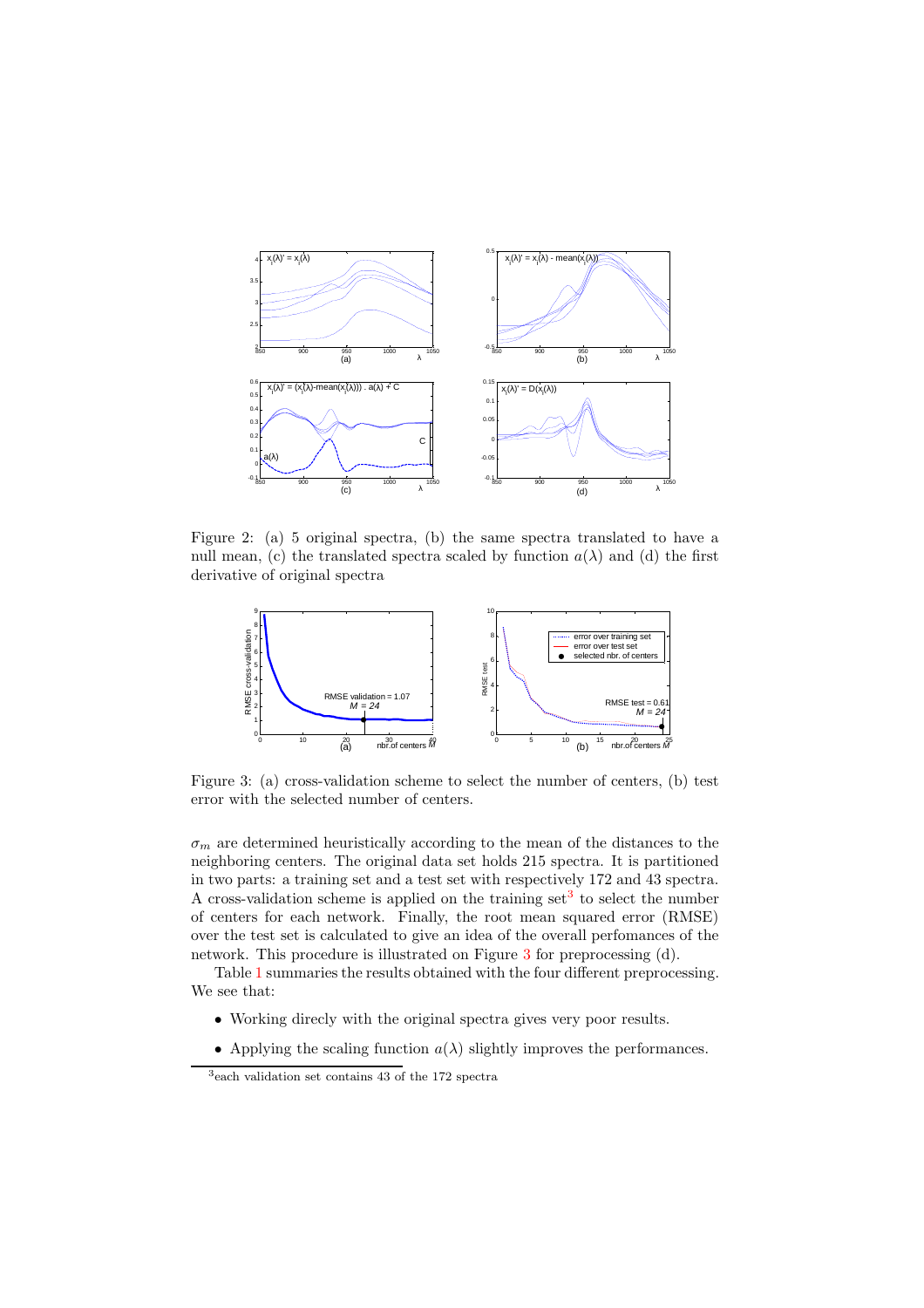Figure 2: (a) 5 original spectra, (b) the same spectra translated to have a null mean, (c) the translated spectra scaled by function $a(\lambda)$ and (d) the first derivative of original spectra

Figure 3: (a) cross-validation scheme to select the number of centers, (b) test error with the selected number of centers.

$\sigma_m$ are determined heuristically according to the mean of the distances to the neighboring centers. The original data set holds 215 spectra. It is partitioned in two parts: a training set and a test set with respectively 172 and 43 spectra. A cross-validation scheme is applied on the training set[3] to select the number of centers for each network. Finally, the root mean squared error (RMSE) over the test set is calculated to give an idea of the overall perfomances of the network. This procedure is illustrated on Figure 3 for preprocessing (d).

Table 1 summaries the results obtained with the four different preprocessing. We see that:

- Working direcly with the original spectra gives very poor results.
- Applying the scaling function $a(\lambda)$ slightly improves the performances.

[3] each validation set contains 43 of the 172 spectra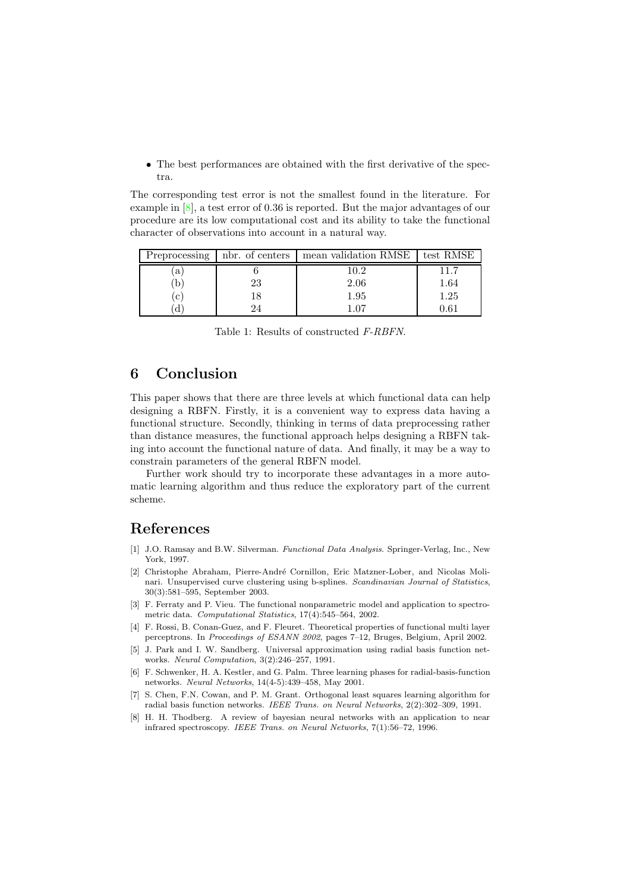- The best performances are obtained with the first derivative of the spectra.

The corresponding test error is not the smallest found in the literature. For example in [8], a test error of 0.36 is reported. But the major advantages of our procedure are its low computational cost and its ability to take the functional character of observations into account in a natural way.

| Preprocessing | nbr. of centers | mean validation RMSE | test RMSE |
|---|---|---|---|
| (a) | 6 | 10.2 | 11.7 |
| (b) | 23 | 2.06 | 1.64 |
| (c) | 18 | 1.95 | 1.25 |
| (d) | 24 | 1.07 | 0.61 |

Table 1: Results of constructed *F-RBFN*.

## 6 Conclusion

This paper shows that there are three levels at which functional data can help designing a RBFN. Firstly, it is a convenient way to express data having a functional structure. Secondly, thinking in terms of data preprocessing rather than distance measures, the functional approach helps designing a RBFN taking into account the functional nature of data. And finally, it may be a way to constrain parameters of the general RBFN model.

Further work should try to incorporate these advantages in a more automatic learning algorithm and thus reduce the exploratory part of the current scheme.

## References

[1] J.O. Ramsay and B.W. Silverman. *Functional Data Analysis*. Springer-Verlag, Inc., New York, 1997.

[2] Christophe Abraham, Pierre-André Cornillon, Eric Matzner-Lober, and Nicolas Molinari. Unsupervised curve clustering using b-splines. *Scandinavian Journal of Statistics*, 30(3):581–595, September 2003.

[3] F. Ferraty and P. Vieu. The functional nonparametric model and application to spectrometric data. *Computational Statistics*, 17(4):545–564, 2002.

[4] F. Rossi, B. Conan-Guez, and F. Fleuret. Theoretical properties of functional multi layer perceptrons. In *Proceedings of ESANN 2002*, pages 7–12, Bruges, Belgium, April 2002.

[5] J. Park and I. W. Sandberg. Universal approximation using radial basis function networks. *Neural Computation*, 3(2):246–257, 1991.

[6] F. Schwenker, H. A. Kestler, and G. Palm. Three learning phases for radial-basis-function networks. *Neural Networks*, 14(4-5):439–458, May 2001.

[7] S. Chen, F.N. Cowan, and P. M. Grant. Orthogonal least squares learning algorithm for radial basis function networks. *IEEE Trans. on Neural Networks*, 2(2):302–309, 1991.

[8] H. H. Thodberg. A review of bayesian neural networks with an application to near infrared spectroscopy. *IEEE Trans. on Neural Networks*, 7(1):56–72, 1996.